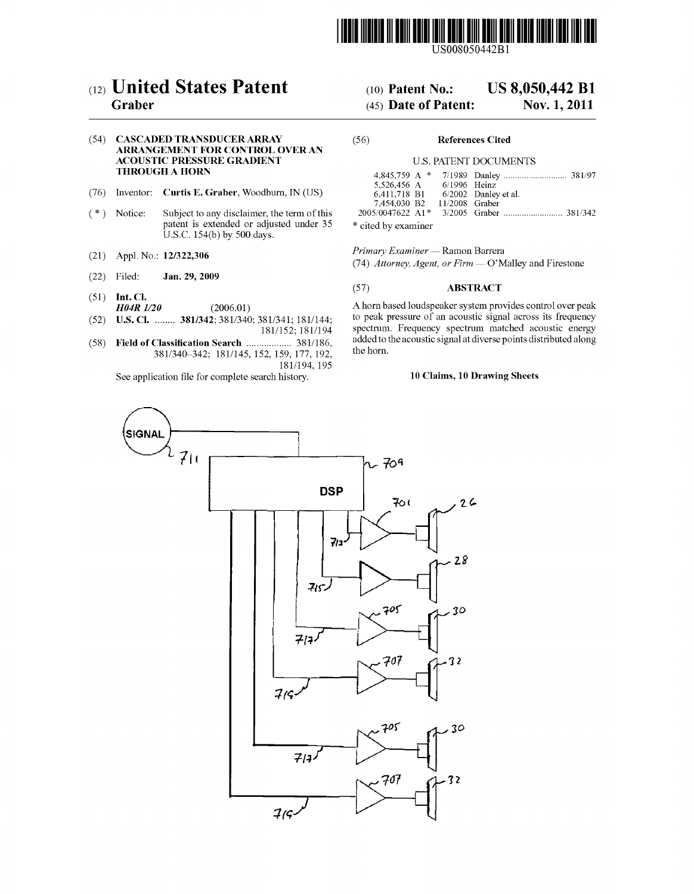US008050442B1

# (12) United States Patent
**Graber**

(10) **Patent No.: US 8,050,442 B1**

(45) **Date of Patent: Nov. 1, 2011**

(54) **CASCADED TRANSDUCER ARRAY ARRANGEMENT FOR CONTROL OVER AN ACOUSTIC PRESSURE GRADIENT THROUGH A HORN**

(76) Inventor: **Curtis E. Graber**, Woodburn, IN (US)

( * ) Notice: Subject to any disclaimer, the term of this patent is extended or adjusted under 35 U.S.C. 154(b) by 500 days.

(21) Appl. No.: **12/322,306**

(22) Filed: **Jan. 29, 2009**

(51) **Int. Cl.**
*H04R 1/20* (2006.01)

(52) **U.S. Cl.** ........ **381/342**; 381/340; 381/341; 181/144; 181/152; 181/194

(58) **Field of Classification Search** .................. 381/186, 381/340–342; 181/145, 152, 159, 177, 192, 181/194, 195

See application file for complete search history.

(56) **References Cited**

U.S. PATENT DOCUMENTS

| | | | |
|---|---|---|---|
| 4,845,759 A * | 7/1989 | Danley | 381/97 |
| 5,526,456 A | 6/1996 | Heinz | |
| 6,411,718 B1 | 6/2002 | Danley et al. | |
| 7,454,030 B2 | 11/2008 | Graber | |
| 2005/0047622 A1 * | 3/2005 | Graber | 381/342 |

\* cited by examiner

*Primary Examiner* — Ramon Barrera

(74) *Attorney, Agent, or Firm* — O'Malley and Firestone

(57) **ABSTRACT**

A horn based loudspeaker system provides control over peak to peak pressure of an acoustic signal across its frequency spectrum. Frequency spectrum matched acoustic energy added to the acoustic signal at diverse points distributed along the horn.

**10 Claims, 10 Drawing Sheets**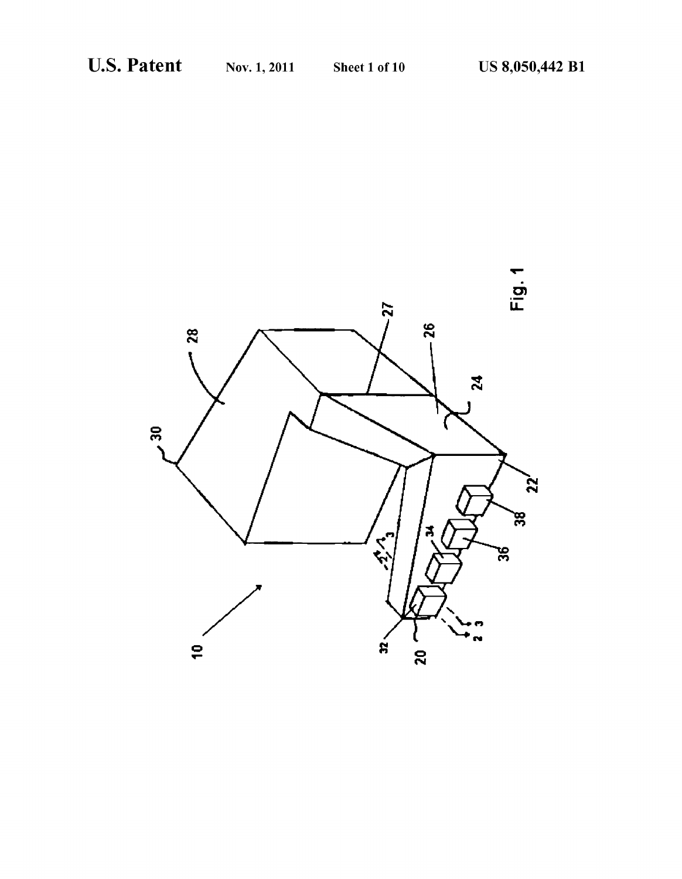Fig. 1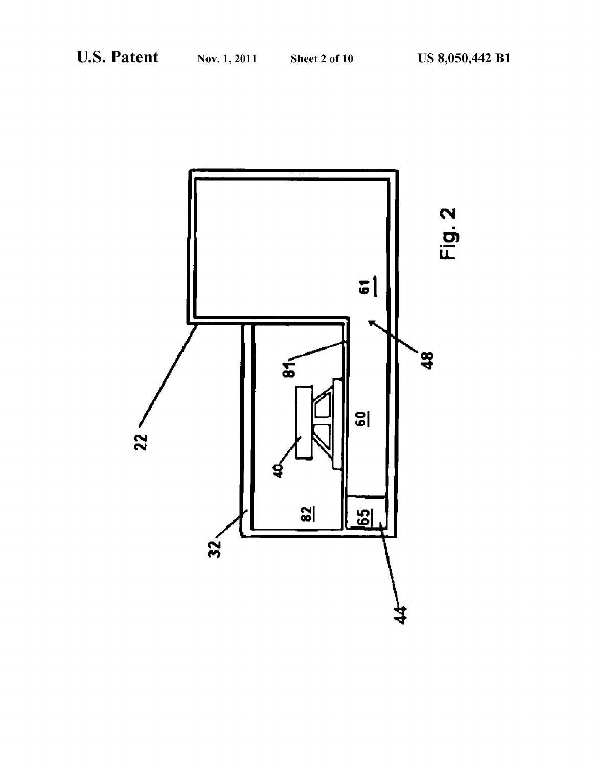Fig. 2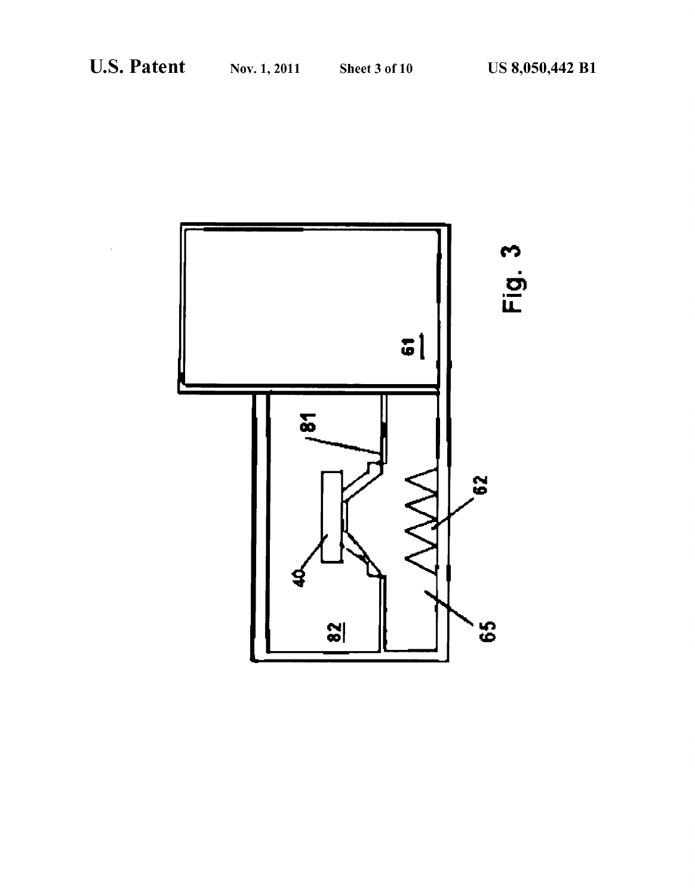61

81

82

40

62

65

Fig. 3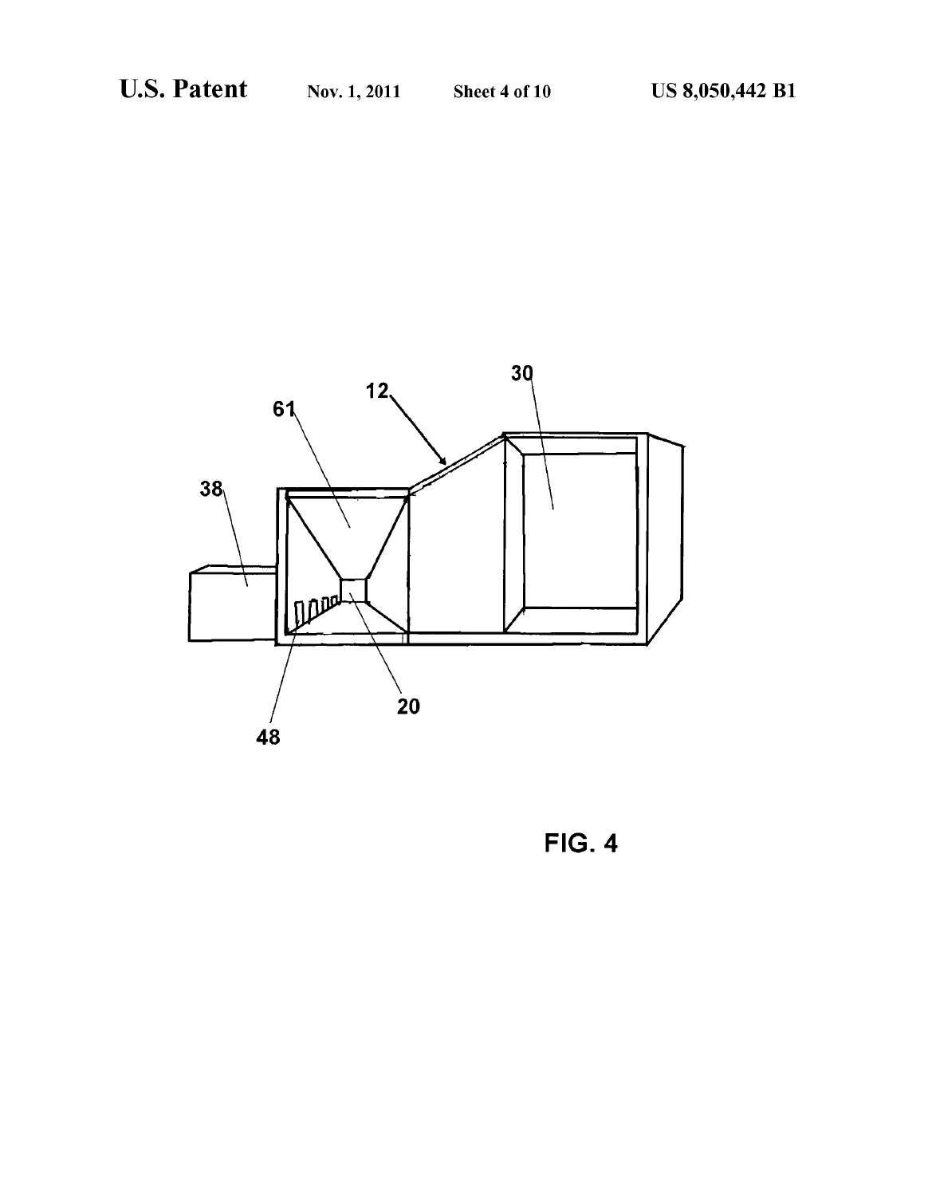FIG. 4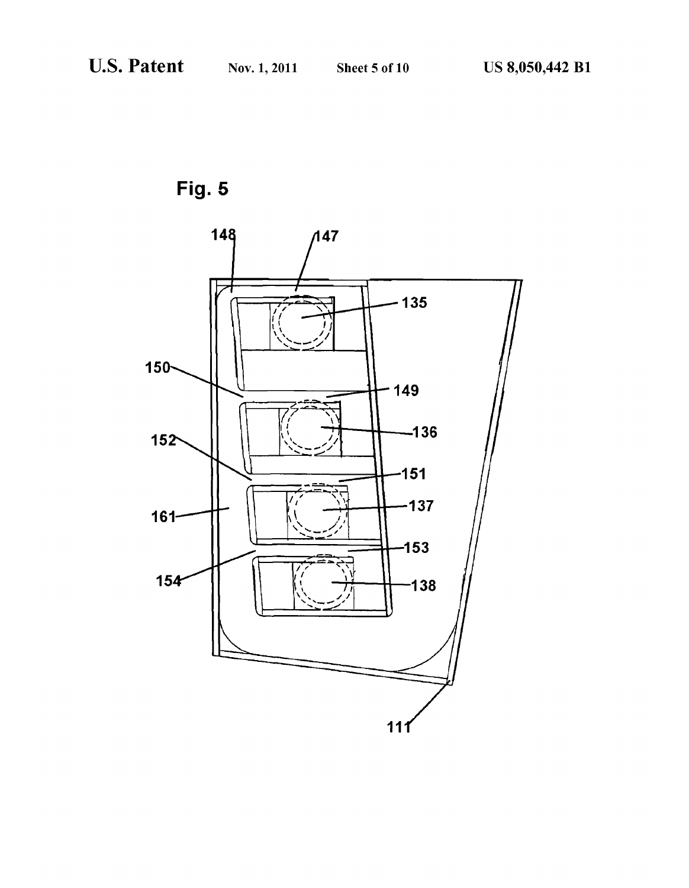Fig. 5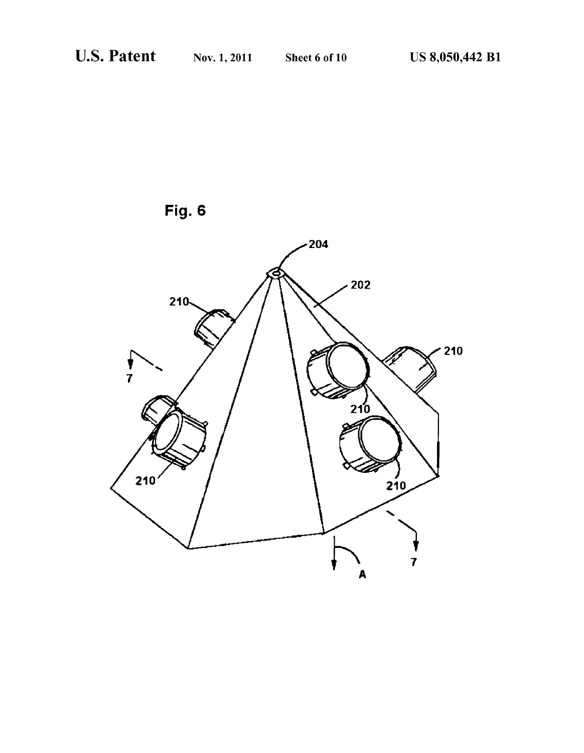Fig. 6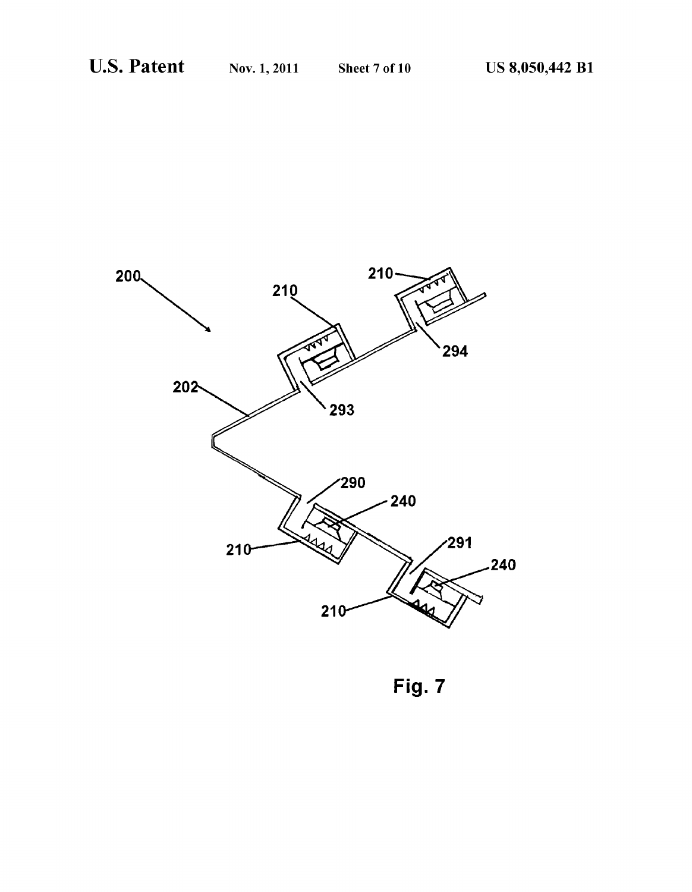Fig. 7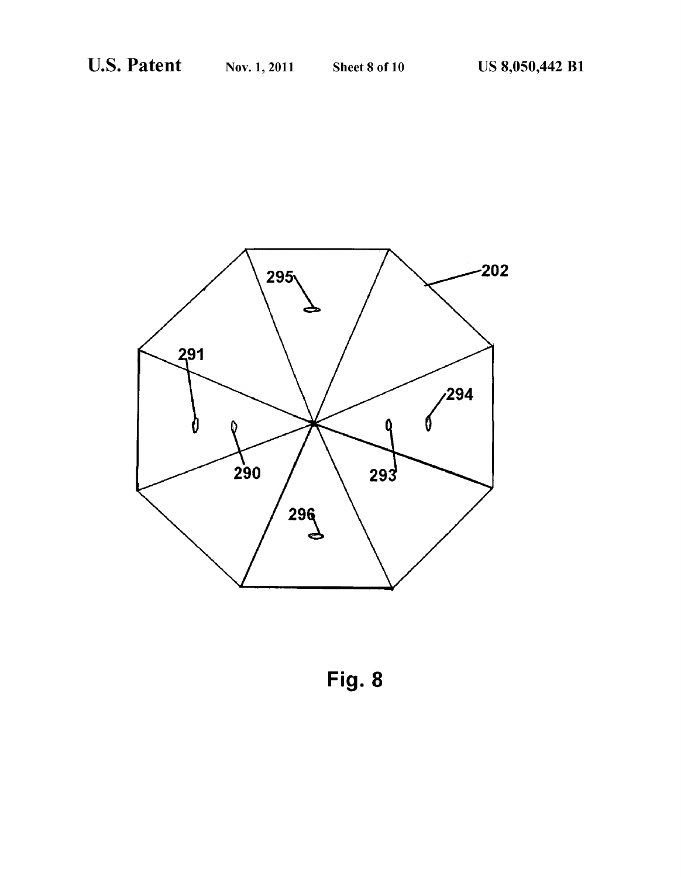Fig. 8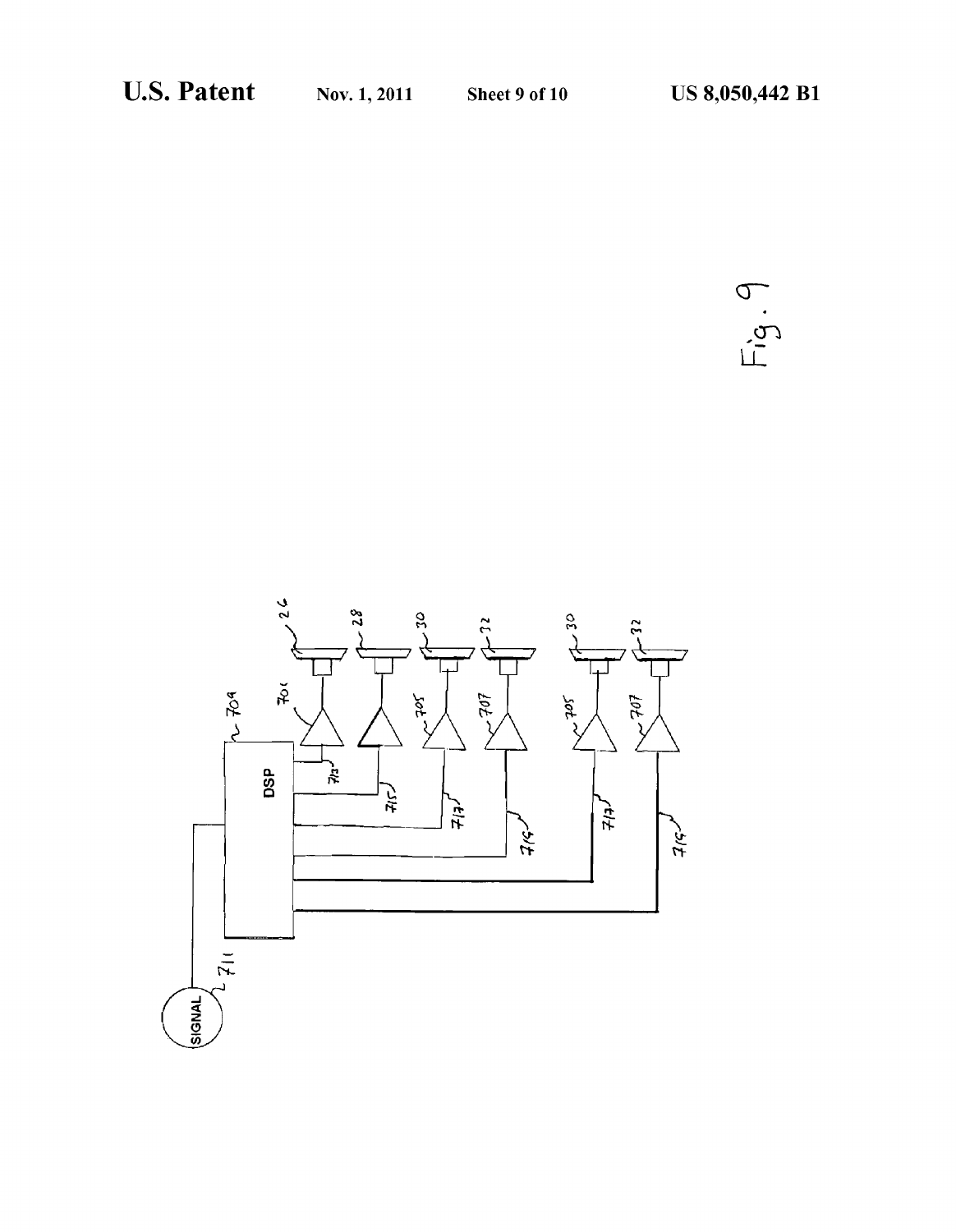Fig. 9

SIGNAL

711

DSP

709

701

713

715

717

719

705

707

26

28

30

32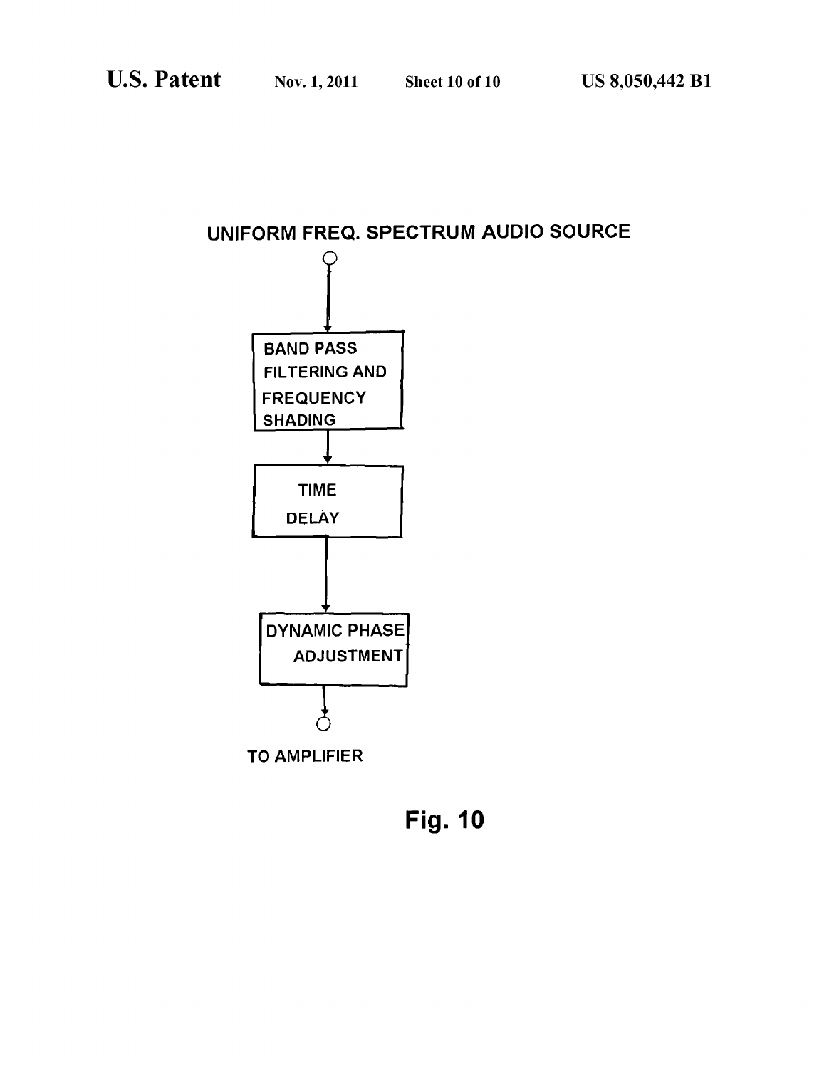UNIFORM FREQ. SPECTRUM AUDIO SOURCE

BAND PASS FILTERING AND FREQUENCY SHADING

TIME DELAY

DYNAMIC PHASE ADJUSTMENT

TO AMPLIFIER

Fig. 10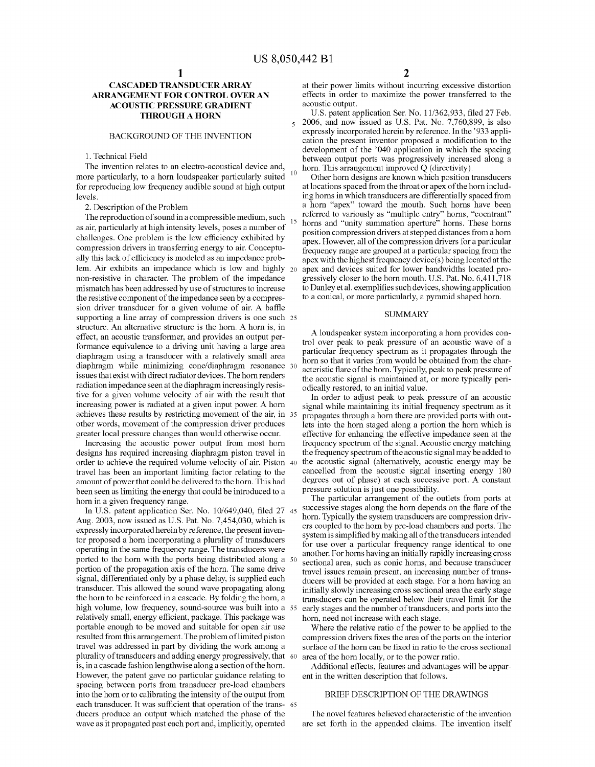# CASCADED TRANSDUCER ARRAY ARRANGEMENT FOR CONTROL OVER AN ACOUSTIC PRESSURE GRADIENT THROUGH A HORN

## BACKGROUND OF THE INVENTION

1. Technical Field

The invention relates to an electro-acoustical device and, more particularly, to a horn loudspeaker particularly suited for reproducing low frequency audible sound at high output levels.

2. Description of the Problem

The reproduction of sound in a compressible medium, such as air, particularly at high intensity levels, poses a number of challenges. One problem is the low efficiency exhibited by compression drivers in transferring energy to air. Conceptually this lack of efficiency is modeled as an impedance problem. Air exhibits an impedance which is low and highly non-resistive in character. The problem of the impedance mismatch has been addressed by use of structures to increase the resistive component of the impedance seen by a compression driver transducer for a given volume of air. A baffle supporting a line array of compression drivers is one such structure. An alternative structure is the horn. A horn is, in effect, an acoustic transformer, and provides an output performance equivalence to a driving unit having a large area diaphragm using a transducer with a relatively small area diaphragm while minimizing cone/diaphragm resonance issues that exist with direct radiator devices. The horn renders radiation impedance seen at the diaphragm increasingly resistive for a given volume velocity of air with the result that increasing power is radiated at a given input power. A horn achieves these results by restricting movement of the air, in other words, movement of the compression driver produces greater local pressure changes than would otherwise occur.

Increasing the acoustic power output from most horn designs has required increasing diaphragm piston travel in order to achieve the required volume velocity of air. Piston travel has been an important limiting factor relating to the amount of power that could be delivered to the horn. This had been seen as limiting the energy that could be introduced to a horn in a given frequency range.

In U.S. patent application Ser. No. 10/649,040, filed 27 Aug. 2003, now issued as U.S. Pat. No. 7,454,030, which is expressly incorporated herein by reference, the present inventor proposed a horn incorporating a plurality of transducers operating in the same frequency range. The transducers were ported to the horn with the ports being distributed along a portion of the propagation axis of the horn. The same drive signal, differentiated only by a phase delay, is supplied each transducer. This allowed the sound wave propagating along the horn to be reinforced in a cascade. By folding the horn, a high volume, low frequency, sound-source was built into a relatively small, energy efficient, package. This package was portable enough to be moved and suitable for open air use resulted from this arrangement. The problem of limited piston travel was addressed in part by dividing the work among a plurality of transducers and adding energy progressively, that is, in a cascade fashion lengthwise along a section of the horn. However, the patent gave no particular guidance relating to spacing between ports from transducer pre-load chambers into the horn or to calibrating the intensity of the output from each transducer. It was sufficient that operation of the transducers produce an output which matched the phase of the wave as it propagated past each port and, implicitly, operated at their power limits without incurring excessive distortion effects in order to maximize the power transferred to the acoustic output.

U.S. patent application Ser. No. 11/362,933, filed 27 Feb. 2006, and now issued as U.S. Pat. No. 7,760,899, is also expressly incorporated herein by reference. In the '933 application the present inventor proposed a modification to the development of the '040 application in which the spacing between output ports was progressively increased along a horn. This arrangement improved Q (directivity).

Other horn designs are known which position transducers at locations spaced from the throat or apex of the horn including horns in which transducers are differentially spaced from a horn "apex" toward the mouth. Such horns have been referred to variously as "multiple entry" horns, "coentrant" horns and "unity summation aperture" horns. These horns position compression drivers at stepped distances from a horn apex. However, all of the compression drivers for a particular frequency range are grouped at a particular spacing from the apex with the highest frequency device(s) being located at the apex and devices suited for lower bandwidths located progressively closer to the horn mouth. U.S. Pat. No. 6,411,718 to Danley et al. exemplifies such devices, showing application to a conical, or more particularly, a pyramid shaped horn.

## SUMMARY

A loudspeaker system incorporating a horn provides control over peak to peak pressure of an acoustic wave of a particular frequency spectrum as it propagates through the horn so that it varies from would be obtained from the characteristic flare of the horn. Typically, peak to peak pressure of the acoustic signal is maintained at, or more typically periodically restored, to an initial value.

In order to adjust peak to peak pressure of an acoustic signal while maintaining its initial frequency spectrum as it propagates through a horn there are provided ports with outlets into the horn staged along a portion the horn which is effective for enhancing the effective impedance seen at the frequency spectrum of the signal. Acoustic energy matching the frequency spectrum of the acoustic signal may be added to the acoustic signal (alternatively, acoustic energy may be cancelled from the acoustic signal inserting energy 180 degrees out of phase) at each successive port. A constant pressure solution is just one possibility.

The particular arrangement of the outlets from ports at successive stages along the horn depends on the flare of the horn. Typically the system transducers are compression drivers coupled to the horn by pre-load chambers and ports. The system is simplified by making all of the transducers intended for use over a particular frequency range identical to one another. For horns having an initially rapidly increasing cross sectional area, such as conic horns, and because transducer travel issues remain present, an increasing number of transducers will be provided at each stage. For a horn having an initially slowly increasing cross sectional area the early stage transducers can be operated below their travel limit for the early stages and the number of transducers, and ports into the horn, need not increase with each stage.

Where the relative ratio of the power to be applied to the compression drivers fixes the area of the ports on the interior surface of the horn can be fixed in ratio to the cross sectional area of the horn locally, or to the power ratio.

Additional effects, features and advantages will be apparent in the written description that follows.

## BRIEF DESCRIPTION OF THE DRAWINGS

The novel features believed characteristic of the invention are set forth in the appended claims. The invention itself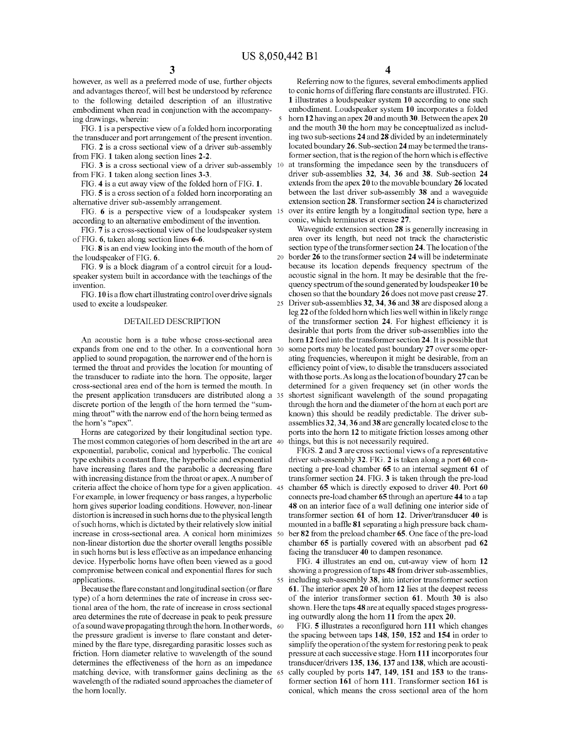however, as well as a preferred mode of use, further objects and advantages thereof, will best be understood by reference to the following detailed description of an illustrative embodiment when read in conjunction with the accompanying drawings, wherein:

FIG. 1 is a perspective view of a folded horn incorporating the transducer and port arrangement of the present invention.

FIG. 2 is a cross sectional view of a driver sub-assembly from FIG. 1 taken along section lines 2-2.

FIG. 3 is a cross sectional view of a driver sub-assembly from FIG. 1 taken along section lines 3-3.

FIG. 4 is a cut away view of the folded horn of FIG. 1.

FIG. 5 is a cross section of a folded horn incorporating an alternative driver sub-assembly arrangement.

FIG. 6 is a perspective view of a loudspeaker system according to an alternative embodiment of the invention.

FIG. 7 is a cross-sectional view of the loudspeaker system of FIG. 6, taken along section lines 6-6.

FIG. 8 is an end view looking into the mouth of the horn of the loudspeaker of FIG. 6.

FIG. 9 is a block diagram of a control circuit for a loudspeaker system built in accordance with the teachings of the invention.

FIG. 10 is a flow chart illustrating control over drive signals used to excite a loudspeaker.

## DETAILED DESCRIPTION

An acoustic horn is a tube whose cross-sectional area expands from one end to the other. In a conventional horn applied to sound propagation, the narrower end of the horn is termed the throat and provides the location for mounting of the transducer to radiate into the horn. The opposite, larger cross-sectional area end of the horn is termed the mouth. In the present application transducers are distributed along a discrete portion of the length of the horn termed the "summing throat" with the narrow end of the horn being termed as the horn's "apex".

Horns are categorized by their longitudinal section type. The most common categories of horn described in the art are exponential, parabolic, conical and hyperbolic. The conical type exhibits a constant flare, the hyperbolic and exponential have increasing flares and the parabolic a decreasing flare with increasing distance from the throat or apex. A number of criteria affect the choice of horn type for a given application. For example, in lower frequency or bass ranges, a hyperbolic horn gives superior loading conditions. However, non-linear distortion is increased in such horns due to the physical length of such horns, which is dictated by their relatively slow initial increase in cross-sectional area. A conical horn minimizes non-linear distortion due the shorter overall lengths possible in such horns but is less effective as an impedance enhancing device. Hyperbolic horns have often been viewed as a good compromise between conical and exponential flares for such applications.

Because the flare constant and longitudinal section (or flare type) of a horn determines the rate of increase in cross sectional area of the horn, the rate of increase in cross sectional area determines the rate of decrease in peak to peak pressure of a sound wave propagating through the horn. In other words, the pressure gradient is inverse to flare constant and determined by the flare type, disregarding parasitic losses such as friction. Horn diameter relative to wavelength of the sound determines the effectiveness of the horn as an impedance matching device, with transformer gains declining as the wavelength of the radiated sound approaches the diameter of the horn locally.

Referring now to the figures, several embodiments applied to conic horns of differing flare constants are illustrated. FIG. 1 illustrates a loudspeaker system 10 according to one such embodiment. Loudspeaker system 10 incorporates a folded horn 12 having an apex 20 and mouth 30. Between the apex 20 and the mouth 30 the horn may be conceptualized as including two sub-sections 24 and 28 divided by an indeterminately located boundary 26. Sub-section 24 may be termed the transformer section, that is the region of the horn which is effective at transforming the impedance seen by the transducers of driver sub-assemblies 32, 34, 36 and 38. Sub-section 24 extends from the apex 20 to the movable boundary 26 located between the last driver sub-assembly 38 and a waveguide extension section 28. Transformer section 24 is characterized over its entire length by a longitudinal section type, here a conic, which terminates at crease 27.

Waveguide extension section 28 is generally increasing in area over its length, but need not track the characteristic section type of the transformer section 24. The location of the border 26 to the transformer section 24 will be indeterminate because its location depends frequency spectrum of the acoustic signal in the horn. It may be desirable that the frequency spectrum of the sound generated by loudspeaker 10 be chosen so that the boundary 26 does not move past crease 27. Driver sub-assemblies 32, 34, 36 and 38 are disposed along a leg 22 of the folded horn which lies well within in likely range of the transformer section 24. For highest efficiency it is desirable that ports from the driver sub-assemblies into the horn 12 feed into the transformer section 24. It is possible that some ports may be located past boundary 27 over some operating frequencies, whereupon it might be desirable, from an efficiency point of view, to disable the transducers associated with those ports. As long as the location of boundary 27 can be determined for a given frequency set (in other words the shortest significant wavelength of the sound propagating through the horn and the diameter of the horn at each port are known) this should be readily predictable. The driver sub-assemblies 32, 34, 36 and 38 are generally located close to the ports into the horn 12 to mitigate friction losses among other things, but this is not necessarily required.

FIGS. 2 and 3 are cross sectional views of a representative driver sub-assembly 32. FIG. 2 is taken along a port 60 connecting a pre-load chamber 65 to an internal segment 61 of transformer section 24. FIG. 3 is taken through the pre-load chamber 65 which is directly exposed to driver 40. Port 60 connects pre-load chamber 65 through an aperture 44 to a tap 48 on an interior face of a wall defining one interior side of transformer section 61 of horn 12. Driver/transducer 40 is mounted in a baffle 81 separating a high pressure back chamber 82 from the preload chamber 65. One face of the pre-load chamber 65 is partially covered with an absorbent pad 62 facing the transducer 40 to dampen resonance.

FIG. 4 illustrates an end on, cut-away view of horn 12 showing a progression of taps 48 from driver sub-assemblies, including sub-assembly 38, into interior transformer section 61. The interior apex 20 of horn 12 lies at the deepest recess of the interior transformer section 61. Mouth 30 is also shown. Here the taps 48 are at equally spaced stages progressing outwardly along the horn 11 from the apex 20.

FIG. 5 illustrates a reconfigured horn 111 which changes the spacing between taps 148, 150, 152 and 154 in order to simplify the operation of the system for restoring peak to peak pressure at each successive stage. Horn 111 incorporates four transducer/drivers 135, 136, 137 and 138, which are acoustically coupled by ports 147, 149, 151 and 153 to the transformer section 161 of horn 111. Transformer section 161 is conical, which means the cross sectional area of the horn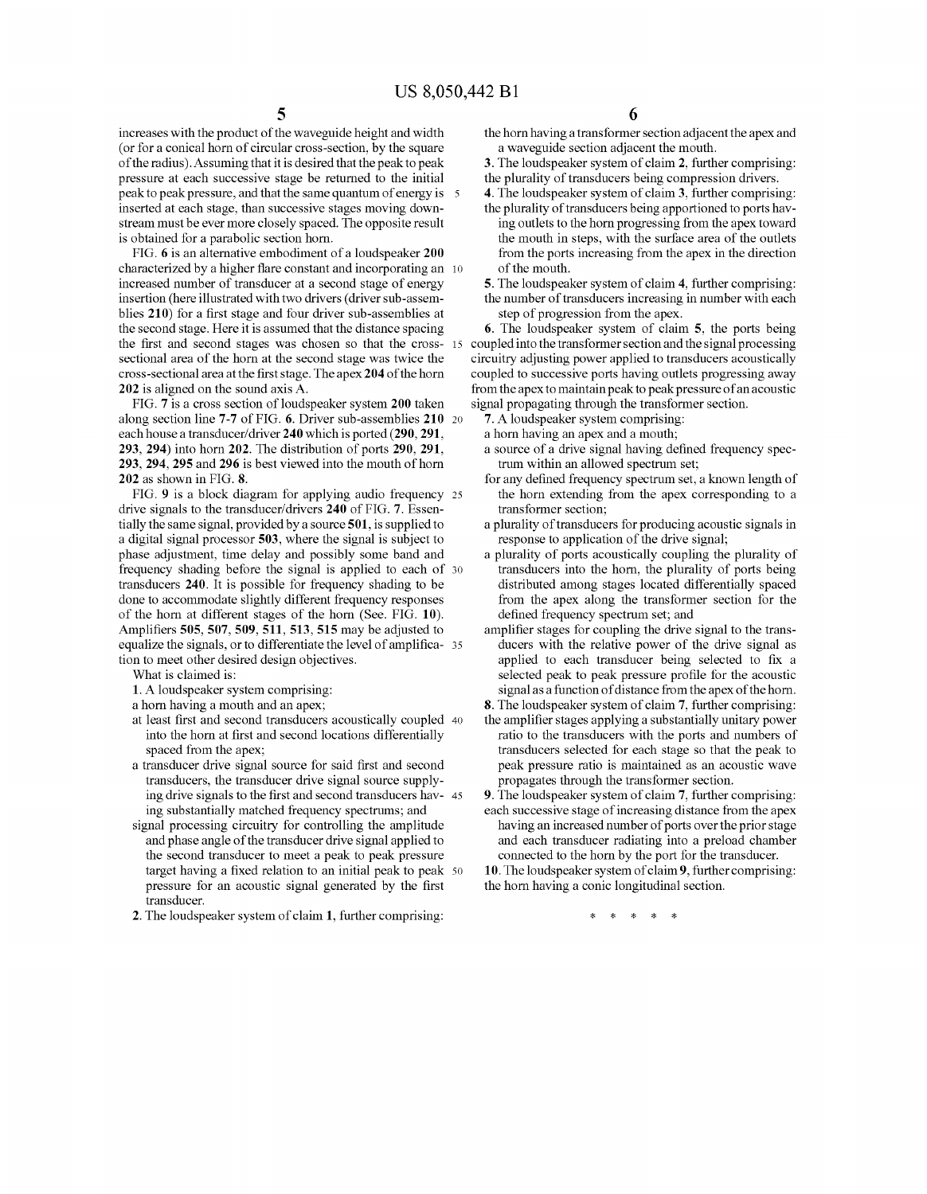increases with the product of the waveguide height and width (or for a conical horn of circular cross-section, by the square of the radius). Assuming that it is desired that the peak to peak pressure at each successive stage be returned to the initial peak to peak pressure, and that the same quantum of energy is inserted at each stage, than successive stages moving downstream must be ever more closely spaced. The opposite result is obtained for a parabolic section horn.

FIG. 6 is an alternative embodiment of a loudspeaker **200** characterized by a higher flare constant and incorporating an increased number of transducer at a second stage of energy insertion (here illustrated with two drivers (driver sub-assemblies **210**) for a first stage and four driver sub-assemblies at the second stage. Here it is assumed that the distance spacing the first and second stages was chosen so that the cross-sectional area of the horn at the second stage was twice the cross-sectional area at the first stage. The apex **204** of the horn **202** is aligned on the sound axis A.

FIG. **7** is a cross section of loudspeaker system **200** taken along section line **7-7** of FIG. **6**. Driver sub-assemblies **210** each house a transducer/driver **240** which is ported (**290**, **291**, **293**, **294**) into horn **202**. The distribution of ports **290**, **291**, **293**, **294**, **295** and **296** is best viewed into the mouth of horn **202** as shown in FIG. **8**.

FIG. **9** is a block diagram for applying audio frequency drive signals to the transducer/drivers **240** of FIG. **7**. Essentially the same signal, provided by a source **501**, is supplied to a digital signal processor **503**, where the signal is subject to phase adjustment, time delay and possibly some band and frequency shading before the signal is applied to each of transducers **240**. It is possible for frequency shading to be done to accommodate slightly different frequency responses of the horn at different stages of the horn (See. FIG. **10**). Amplifiers **505**, **507**, **509**, **511**, **513**, **515** may be adjusted to equalize the signals, or to differentiate the level of amplification to meet other desired design objectives.

What is claimed is:

1. A loudspeaker system comprising:
a horn having a mouth and an apex;
at least first and second transducers acoustically coupled into the horn at first and second locations differentially spaced from the apex;
a transducer drive signal source for said first and second transducers, the transducer drive signal source supplying drive signals to the first and second transducers having substantially matched frequency spectrums; and
signal processing circuitry for controlling the amplitude and phase angle of the transducer drive signal applied to the second transducer to meet a peak to peak pressure target having a fixed relation to an initial peak to peak pressure for an acoustic signal generated by the first transducer.

2. The loudspeaker system of claim **1**, further comprising:
the horn having a transformer section adjacent the apex and a waveguide section adjacent the mouth.

3. The loudspeaker system of claim **2**, further comprising:
the plurality of transducers being compression drivers.

4. The loudspeaker system of claim **3**, further comprising:
the plurality of transducers being apportioned to ports having outlets to the horn progressing from the apex toward the mouth in steps, with the surface area of the outlets from the ports increasing from the apex in the direction of the mouth.

5. The loudspeaker system of claim **4**, further comprising:
the number of transducers increasing in number with each step of progression from the apex.

6. The loudspeaker system of claim **5**, the ports being coupled into the transformer section and the signal processing circuitry adjusting power applied to transducers acoustically coupled to successive ports having outlets progressing away from the apex to maintain peak to peak pressure of an acoustic signal propagating through the transformer section.

7. A loudspeaker system comprising:
a horn having an apex and a mouth;
a source of a drive signal having defined frequency spectrum within an allowed spectrum set;
for any defined frequency spectrum set, a known length of the horn extending from the apex corresponding to a transformer section;
a plurality of transducers for producing acoustic signals in response to application of the drive signal;
a plurality of ports acoustically coupling the plurality of transducers into the horn, the plurality of ports being distributed among stages located differentially spaced from the apex along the transformer section for the defined frequency spectrum set; and
amplifier stages for coupling the drive signal to the transducers with the relative power of the drive signal as applied to each transducer being selected to fix a selected peak to peak pressure profile for the acoustic signal as a function of distance from the apex of the horn.

8. The loudspeaker system of claim **7**, further comprising:
the amplifier stages applying a substantially unitary power ratio to the transducers with the ports and numbers of transducers selected for each stage so that the peak to peak pressure ratio is maintained as an acoustic wave propagates through the transformer section.

9. The loudspeaker system of claim **7**, further comprising:
each successive stage of increasing distance from the apex having an increased number of ports over the prior stage and each transducer radiating into a preload chamber connected to the horn by the port for the transducer.

10. The loudspeaker system of claim **9**, further comprising:
the horn having a conic longitudinal section.

* * * * *